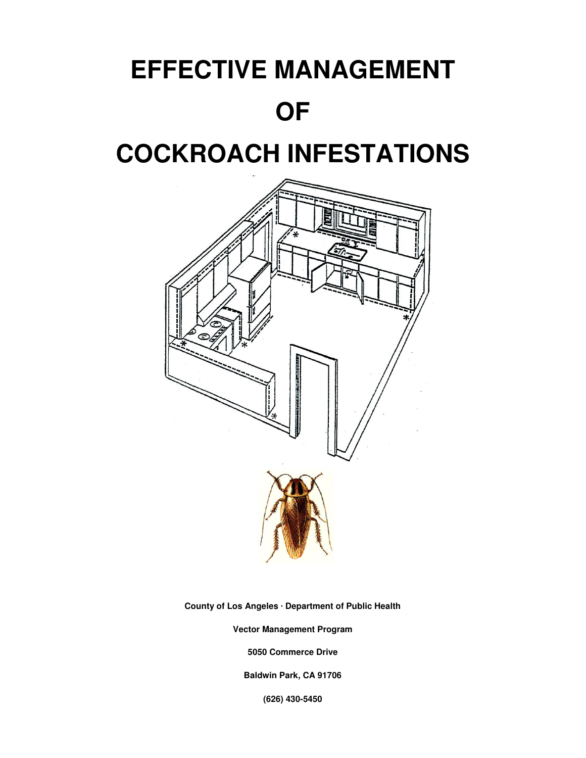# EFFECTIVE MANAGEMENT OF COCKROACH INFESTATIONS

**County of Los Angeles · Department of Public Health**

**Vector Management Program**

**5050 Commerce Drive**

**Baldwin Park, CA 91706**

**(626) 430-5450**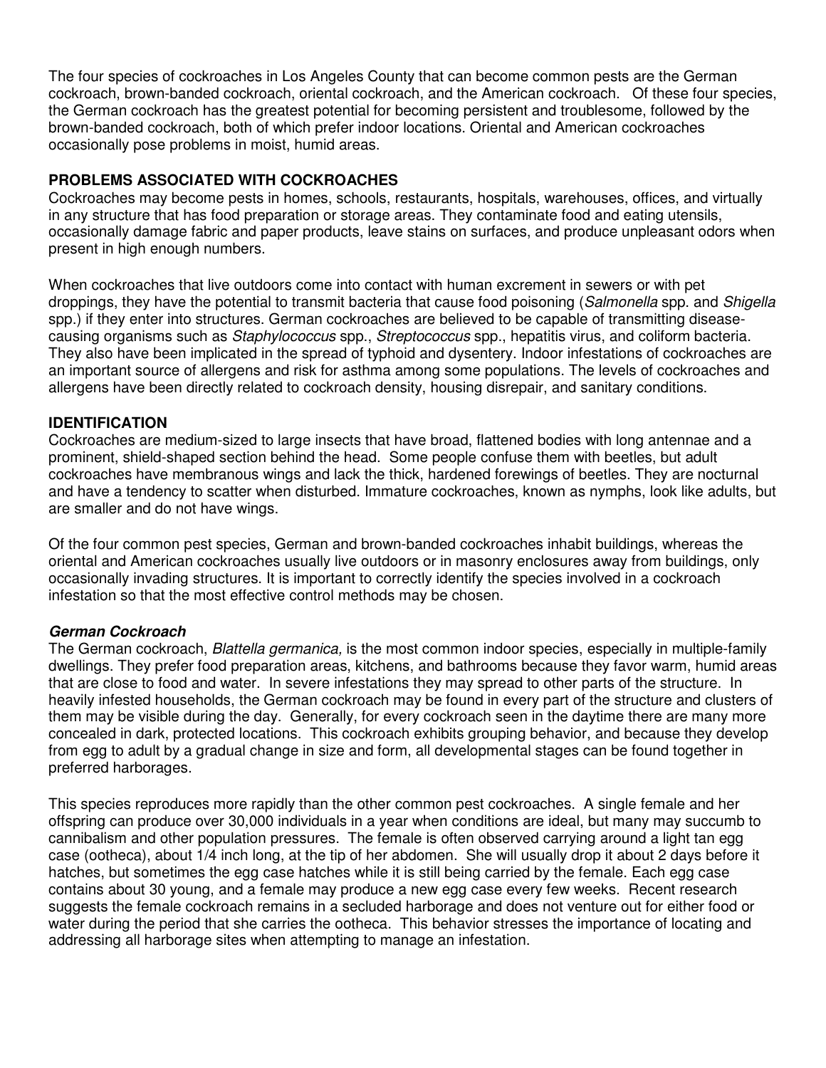The four species of cockroaches in Los Angeles County that can become common pests are the German cockroach, brown-banded cockroach, oriental cockroach, and the American cockroach. Of these four species, the German cockroach has the greatest potential for becoming persistent and troublesome, followed by the brown-banded cockroach, both of which prefer indoor locations. Oriental and American cockroaches occasionally pose problems in moist, humid areas.

## PROBLEMS ASSOCIATED WITH COCKROACHES

Cockroaches may become pests in homes, schools, restaurants, hospitals, warehouses, offices, and virtually in any structure that has food preparation or storage areas. They contaminate food and eating utensils, occasionally damage fabric and paper products, leave stains on surfaces, and produce unpleasant odors when present in high enough numbers.

When cockroaches that live outdoors come into contact with human excrement in sewers or with pet droppings, they have the potential to transmit bacteria that cause food poisoning (*Salmonella* spp. and *Shigella* spp.) if they enter into structures. German cockroaches are believed to be capable of transmitting disease-causing organisms such as *Staphylococcus* spp., *Streptococcus* spp., hepatitis virus, and coliform bacteria. They also have been implicated in the spread of typhoid and dysentery. Indoor infestations of cockroaches are an important source of allergens and risk for asthma among some populations. The levels of cockroaches and allergens have been directly related to cockroach density, housing disrepair, and sanitary conditions.

## IDENTIFICATION

Cockroaches are medium-sized to large insects that have broad, flattened bodies with long antennae and a prominent, shield-shaped section behind the head. Some people confuse them with beetles, but adult cockroaches have membranous wings and lack the thick, hardened forewings of beetles. They are nocturnal and have a tendency to scatter when disturbed. Immature cockroaches, known as nymphs, look like adults, but are smaller and do not have wings.

Of the four common pest species, German and brown-banded cockroaches inhabit buildings, whereas the oriental and American cockroaches usually live outdoors or in masonry enclosures away from buildings, only occasionally invading structures. It is important to correctly identify the species involved in a cockroach infestation so that the most effective control methods may be chosen.

### *German Cockroach*

The German cockroach, *Blattella germanica,* is the most common indoor species, especially in multiple-family dwellings. They prefer food preparation areas, kitchens, and bathrooms because they favor warm, humid areas that are close to food and water. In severe infestations they may spread to other parts of the structure. In heavily infested households, the German cockroach may be found in every part of the structure and clusters of them may be visible during the day. Generally, for every cockroach seen in the daytime there are many more concealed in dark, protected locations. This cockroach exhibits grouping behavior, and because they develop from egg to adult by a gradual change in size and form, all developmental stages can be found together in preferred harborages.

This species reproduces more rapidly than the other common pest cockroaches. A single female and her offspring can produce over 30,000 individuals in a year when conditions are ideal, but many may succumb to cannibalism and other population pressures. The female is often observed carrying around a light tan egg case (ootheca), about 1/4 inch long, at the tip of her abdomen. She will usually drop it about 2 days before it hatches, but sometimes the egg case hatches while it is still being carried by the female. Each egg case contains about 30 young, and a female may produce a new egg case every few weeks. Recent research suggests the female cockroach remains in a secluded harborage and does not venture out for either food or water during the period that she carries the ootheca. This behavior stresses the importance of locating and addressing all harborage sites when attempting to manage an infestation.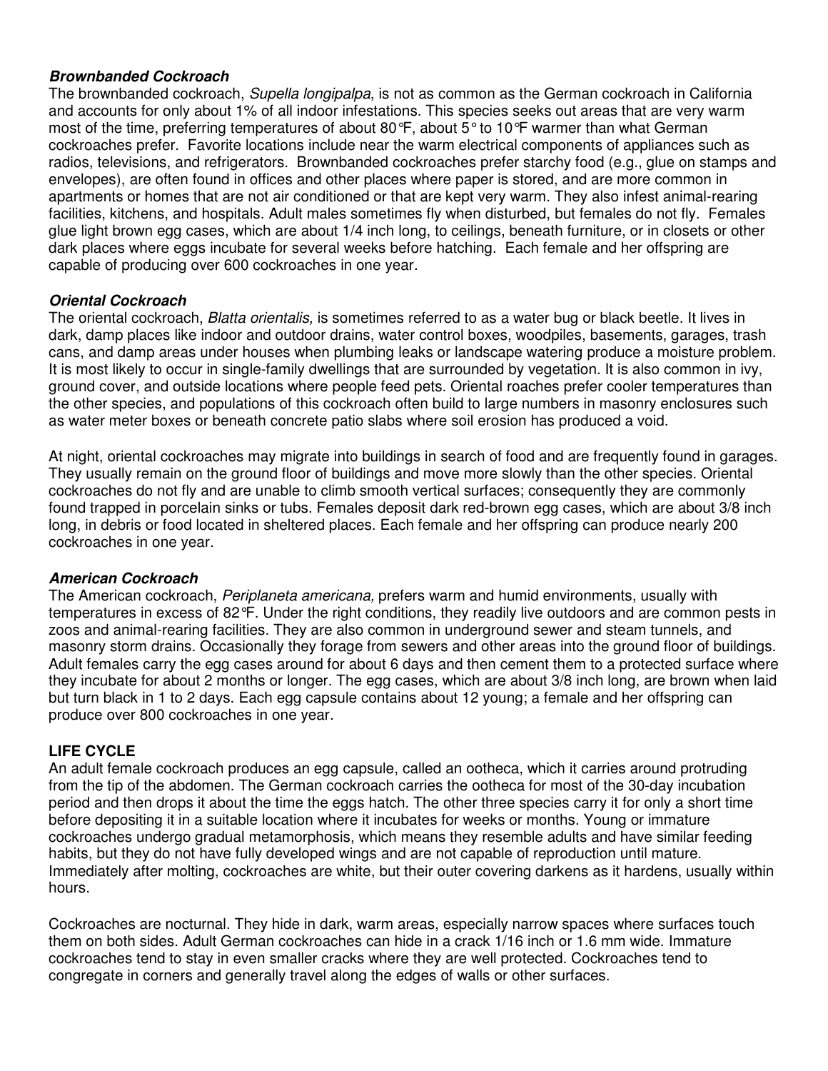### *Brownbanded Cockroach*

The brownbanded cockroach, *Supella longipalpa*, is not as common as the German cockroach in California and accounts for only about 1% of all indoor infestations. This species seeks out areas that are very warm most of the time, preferring temperatures of about 80°F, about 5° to 10°F warmer than what German cockroaches prefer. Favorite locations include near the warm electrical components of appliances such as radios, televisions, and refrigerators. Brownbanded cockroaches prefer starchy food (e.g., glue on stamps and envelopes), are often found in offices and other places where paper is stored, and are more common in apartments or homes that are not air conditioned or that are kept very warm. They also infest animal-rearing facilities, kitchens, and hospitals. Adult males sometimes fly when disturbed, but females do not fly. Females glue light brown egg cases, which are about 1/4 inch long, to ceilings, beneath furniture, or in closets or other dark places where eggs incubate for several weeks before hatching. Each female and her offspring are capable of producing over 600 cockroaches in one year.

### *Oriental Cockroach*

The oriental cockroach, *Blatta orientalis,* is sometimes referred to as a water bug or black beetle. It lives in dark, damp places like indoor and outdoor drains, water control boxes, woodpiles, basements, garages, trash cans, and damp areas under houses when plumbing leaks or landscape watering produce a moisture problem. It is most likely to occur in single-family dwellings that are surrounded by vegetation. It is also common in ivy, ground cover, and outside locations where people feed pets. Oriental roaches prefer cooler temperatures than the other species, and populations of this cockroach often build to large numbers in masonry enclosures such as water meter boxes or beneath concrete patio slabs where soil erosion has produced a void.

At night, oriental cockroaches may migrate into buildings in search of food and are frequently found in garages. They usually remain on the ground floor of buildings and move more slowly than the other species. Oriental cockroaches do not fly and are unable to climb smooth vertical surfaces; consequently they are commonly found trapped in porcelain sinks or tubs. Females deposit dark red-brown egg cases, which are about 3/8 inch long, in debris or food located in sheltered places. Each female and her offspring can produce nearly 200 cockroaches in one year.

### *American Cockroach*

The American cockroach, *Periplaneta americana,* prefers warm and humid environments, usually with temperatures in excess of 82°F. Under the right conditions, they readily live outdoors and are common pests in zoos and animal-rearing facilities. They are also common in underground sewer and steam tunnels, and masonry storm drains. Occasionally they forage from sewers and other areas into the ground floor of buildings. Adult females carry the egg cases around for about 6 days and then cement them to a protected surface where they incubate for about 2 months or longer. The egg cases, which are about 3/8 inch long, are brown when laid but turn black in 1 to 2 days. Each egg capsule contains about 12 young; a female and her offspring can produce over 800 cockroaches in one year.

## LIFE CYCLE

An adult female cockroach produces an egg capsule, called an ootheca, which it carries around protruding from the tip of the abdomen. The German cockroach carries the ootheca for most of the 30-day incubation period and then drops it about the time the eggs hatch. The other three species carry it for only a short time before depositing it in a suitable location where it incubates for weeks or months. Young or immature cockroaches undergo gradual metamorphosis, which means they resemble adults and have similar feeding habits, but they do not have fully developed wings and are not capable of reproduction until mature. Immediately after molting, cockroaches are white, but their outer covering darkens as it hardens, usually within hours.

Cockroaches are nocturnal. They hide in dark, warm areas, especially narrow spaces where surfaces touch them on both sides. Adult German cockroaches can hide in a crack 1/16 inch or 1.6 mm wide. Immature cockroaches tend to stay in even smaller cracks where they are well protected. Cockroaches tend to congregate in corners and generally travel along the edges of walls or other surfaces.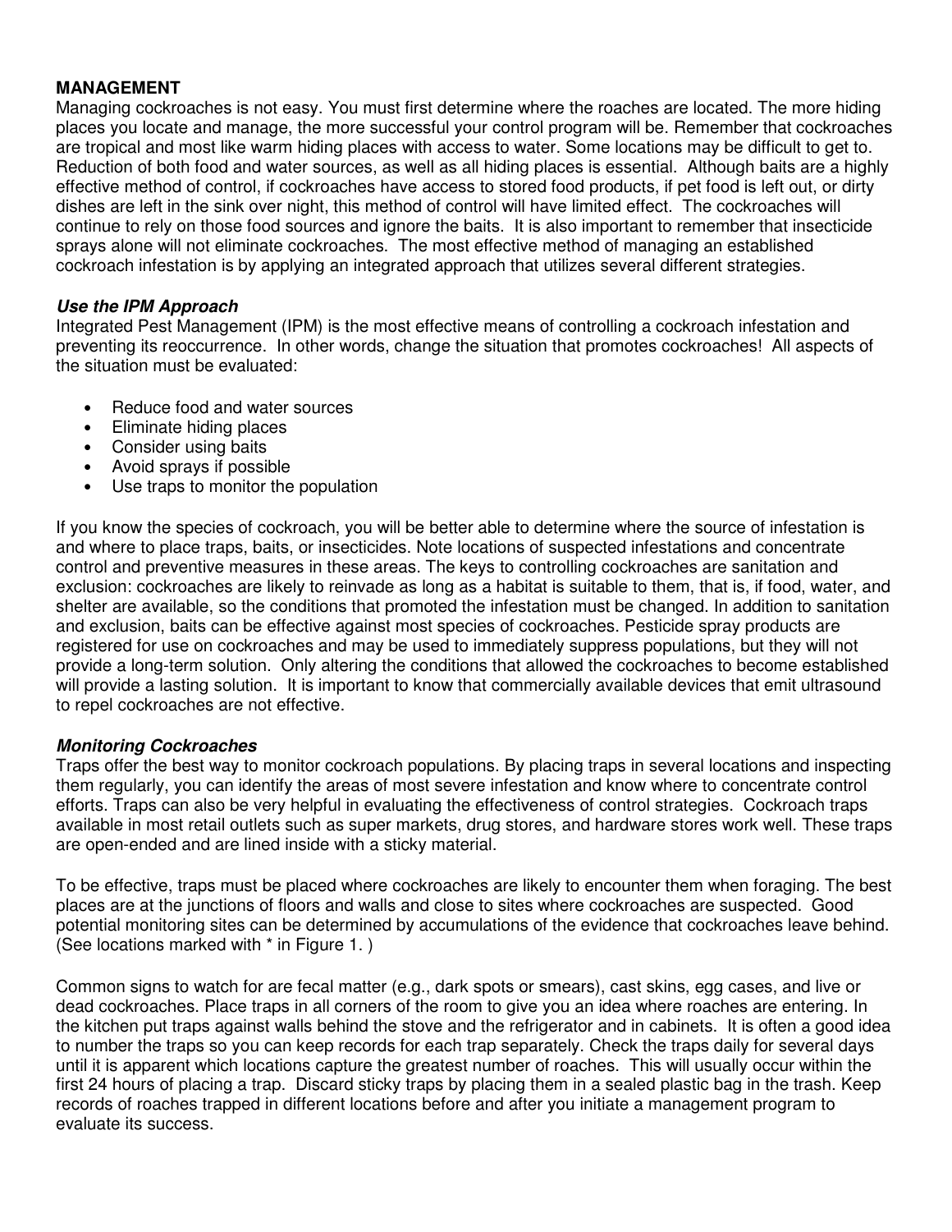## MANAGEMENT

Managing cockroaches is not easy. You must first determine where the roaches are located. The more hiding places you locate and manage, the more successful your control program will be. Remember that cockroaches are tropical and most like warm hiding places with access to water. Some locations may be difficult to get to. Reduction of both food and water sources, as well as all hiding places is essential. Although baits are a highly effective method of control, if cockroaches have access to stored food products, if pet food is left out, or dirty dishes are left in the sink over night, this method of control will have limited effect. The cockroaches will continue to rely on those food sources and ignore the baits. It is also important to remember that insecticide sprays alone will not eliminate cockroaches. The most effective method of managing an established cockroach infestation is by applying an integrated approach that utilizes several different strategies.

### *Use the IPM Approach*

Integrated Pest Management (IPM) is the most effective means of controlling a cockroach infestation and preventing its reoccurrence. In other words, change the situation that promotes cockroaches! All aspects of the situation must be evaluated:

- Reduce food and water sources
- Eliminate hiding places
- Consider using baits
- Avoid sprays if possible
- Use traps to monitor the population

If you know the species of cockroach, you will be better able to determine where the source of infestation is and where to place traps, baits, or insecticides. Note locations of suspected infestations and concentrate control and preventive measures in these areas. The keys to controlling cockroaches are sanitation and exclusion: cockroaches are likely to reinvade as long as a habitat is suitable to them, that is, if food, water, and shelter are available, so the conditions that promoted the infestation must be changed. In addition to sanitation and exclusion, baits can be effective against most species of cockroaches. Pesticide spray products are registered for use on cockroaches and may be used to immediately suppress populations, but they will not provide a long-term solution. Only altering the conditions that allowed the cockroaches to become established will provide a lasting solution. It is important to know that commercially available devices that emit ultrasound to repel cockroaches are not effective.

### *Monitoring Cockroaches*

Traps offer the best way to monitor cockroach populations. By placing traps in several locations and inspecting them regularly, you can identify the areas of most severe infestation and know where to concentrate control efforts. Traps can also be very helpful in evaluating the effectiveness of control strategies. Cockroach traps available in most retail outlets such as super markets, drug stores, and hardware stores work well. These traps are open-ended and are lined inside with a sticky material.

To be effective, traps must be placed where cockroaches are likely to encounter them when foraging. The best places are at the junctions of floors and walls and close to sites where cockroaches are suspected. Good potential monitoring sites can be determined by accumulations of the evidence that cockroaches leave behind. (See locations marked with * in Figure 1. )

Common signs to watch for are fecal matter (e.g., dark spots or smears), cast skins, egg cases, and live or dead cockroaches. Place traps in all corners of the room to give you an idea where roaches are entering. In the kitchen put traps against walls behind the stove and the refrigerator and in cabinets. It is often a good idea to number the traps so you can keep records for each trap separately. Check the traps daily for several days until it is apparent which locations capture the greatest number of roaches. This will usually occur within the first 24 hours of placing a trap. Discard sticky traps by placing them in a sealed plastic bag in the trash. Keep records of roaches trapped in different locations before and after you initiate a management program to evaluate its success.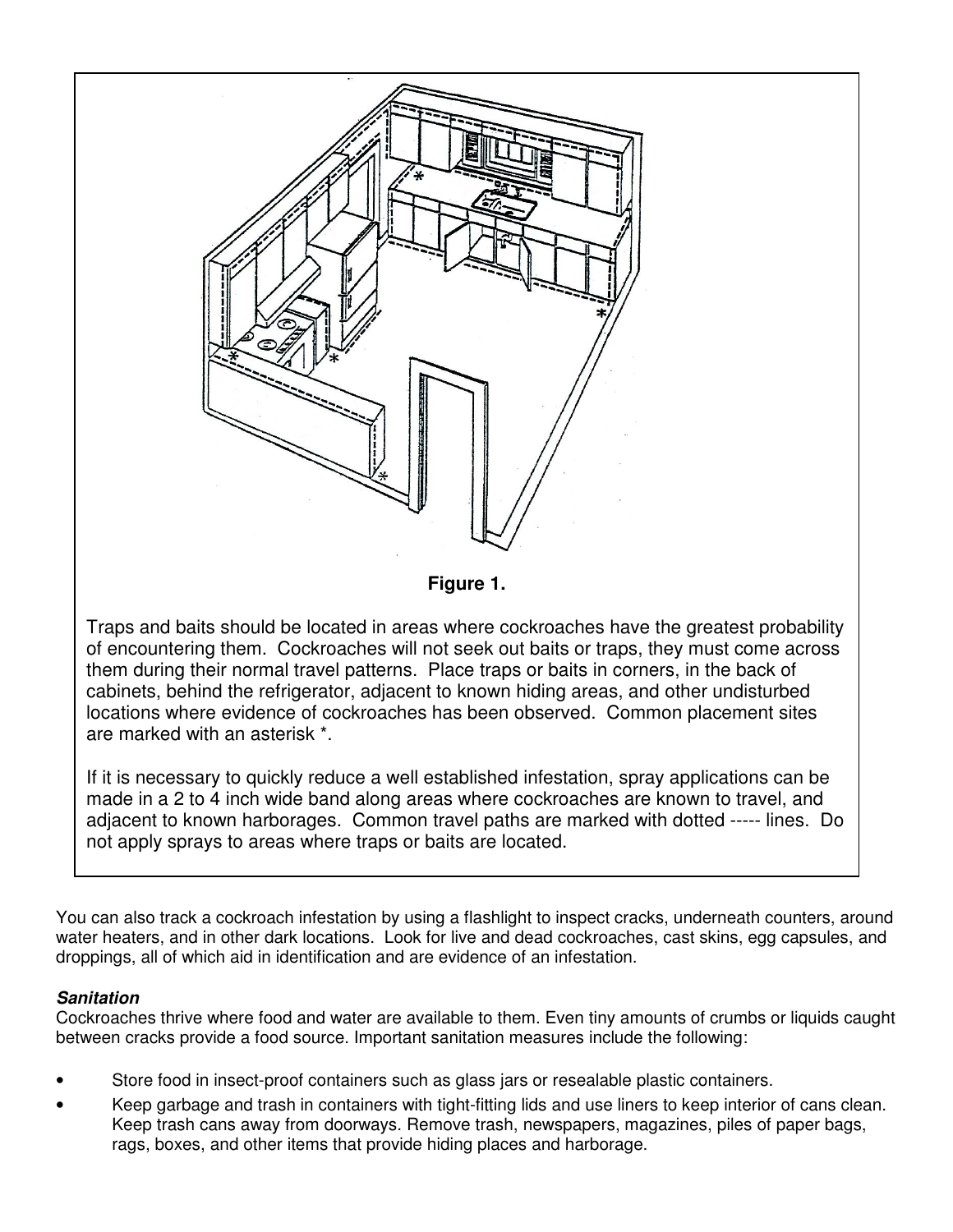**Figure 1.**

Traps and baits should be located in areas where cockroaches have the greatest probability of encountering them. Cockroaches will not seek out baits or traps, they must come across them during their normal travel patterns. Place traps or baits in corners, in the back of cabinets, behind the refrigerator, adjacent to known hiding areas, and other undisturbed locations where evidence of cockroaches has been observed. Common placement sites are marked with an asterisk *.

If it is necessary to quickly reduce a well established infestation, spray applications can be made in a 2 to 4 inch wide band along areas where cockroaches are known to travel, and adjacent to known harborages. Common travel paths are marked with dotted ----- lines. Do not apply sprays to areas where traps or baits are located.

You can also track a cockroach infestation by using a flashlight to inspect cracks, underneath counters, around water heaters, and in other dark locations. Look for live and dead cockroaches, cast skins, egg capsules, and droppings, all of which aid in identification and are evidence of an infestation.

***Sanitation***

Cockroaches thrive where food and water are available to them. Even tiny amounts of crumbs or liquids caught between cracks provide a food source. Important sanitation measures include the following:

- Store food in insect-proof containers such as glass jars or resealable plastic containers.
- Keep garbage and trash in containers with tight-fitting lids and use liners to keep interior of cans clean. Keep trash cans away from doorways. Remove trash, newspapers, magazines, piles of paper bags, rags, boxes, and other items that provide hiding places and harborage.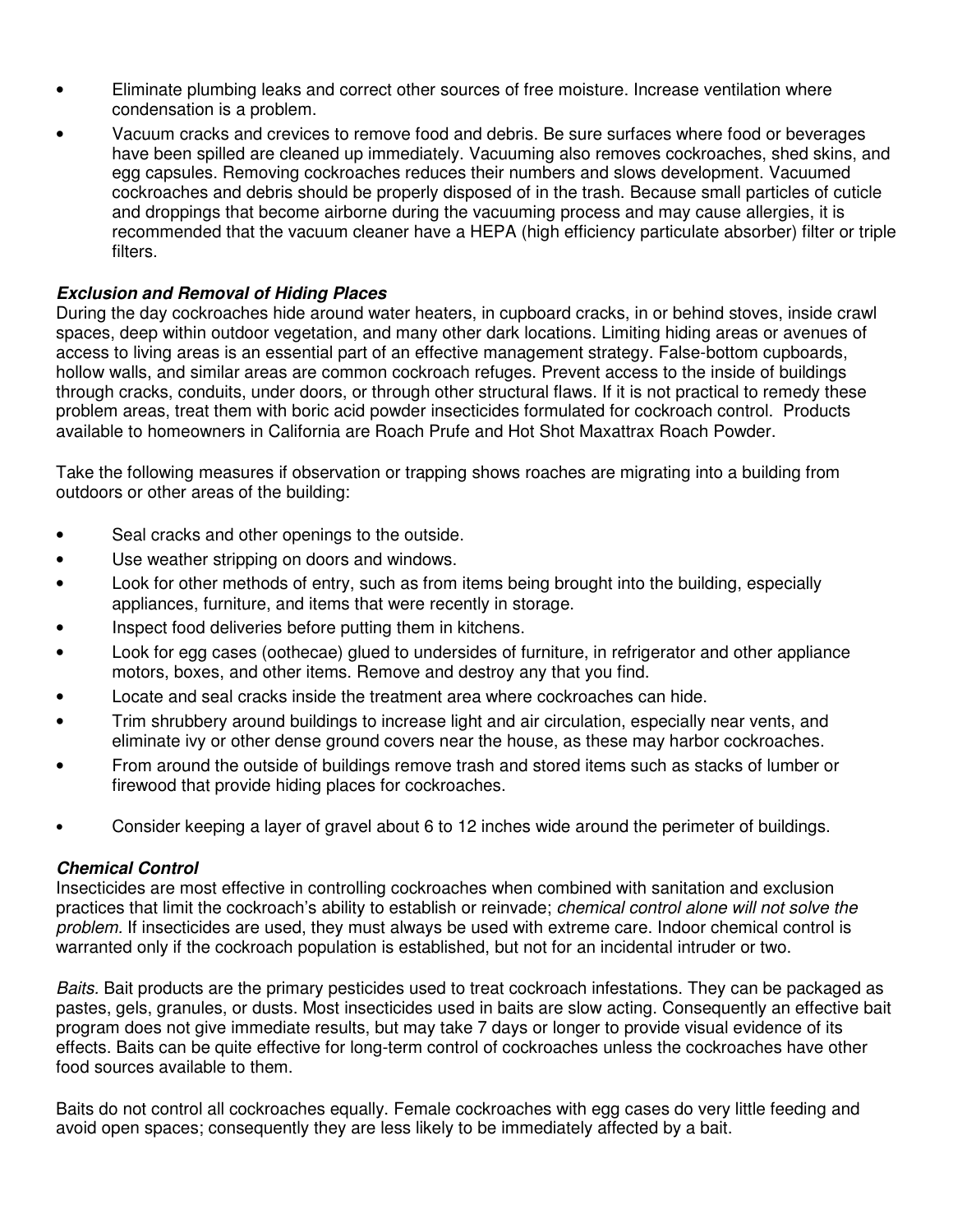- Eliminate plumbing leaks and correct other sources of free moisture. Increase ventilation where condensation is a problem.
- Vacuum cracks and crevices to remove food and debris. Be sure surfaces where food or beverages have been spilled are cleaned up immediately. Vacuuming also removes cockroaches, shed skins, and egg capsules. Removing cockroaches reduces their numbers and slows development. Vacuumed cockroaches and debris should be properly disposed of in the trash. Because small particles of cuticle and droppings that become airborne during the vacuuming process and may cause allergies, it is recommended that the vacuum cleaner have a HEPA (high efficiency particulate absorber) filter or triple filters.

***Exclusion and Removal of Hiding Places***

During the day cockroaches hide around water heaters, in cupboard cracks, in or behind stoves, inside crawl spaces, deep within outdoor vegetation, and many other dark locations. Limiting hiding areas or avenues of access to living areas is an essential part of an effective management strategy. False-bottom cupboards, hollow walls, and similar areas are common cockroach refuges. Prevent access to the inside of buildings through cracks, conduits, under doors, or through other structural flaws. If it is not practical to remedy these problem areas, treat them with boric acid powder insecticides formulated for cockroach control. Products available to homeowners in California are Roach Prufe and Hot Shot Maxattrax Roach Powder.

Take the following measures if observation or trapping shows roaches are migrating into a building from outdoors or other areas of the building:

- Seal cracks and other openings to the outside.
- Use weather stripping on doors and windows.
- Look for other methods of entry, such as from items being brought into the building, especially appliances, furniture, and items that were recently in storage.
- Inspect food deliveries before putting them in kitchens.
- Look for egg cases (oothecae) glued to undersides of furniture, in refrigerator and other appliance motors, boxes, and other items. Remove and destroy any that you find.
- Locate and seal cracks inside the treatment area where cockroaches can hide.
- Trim shrubbery around buildings to increase light and air circulation, especially near vents, and eliminate ivy or other dense ground covers near the house, as these may harbor cockroaches.
- From around the outside of buildings remove trash and stored items such as stacks of lumber or firewood that provide hiding places for cockroaches.
- Consider keeping a layer of gravel about 6 to 12 inches wide around the perimeter of buildings.

***Chemical Control***

Insecticides are most effective in controlling cockroaches when combined with sanitation and exclusion practices that limit the cockroach's ability to establish or reinvade; *chemical control alone will not solve the problem.* If insecticides are used, they must always be used with extreme care. Indoor chemical control is warranted only if the cockroach population is established, but not for an incidental intruder or two.

*Baits.* Bait products are the primary pesticides used to treat cockroach infestations. They can be packaged as pastes, gels, granules, or dusts. Most insecticides used in baits are slow acting. Consequently an effective bait program does not give immediate results, but may take 7 days or longer to provide visual evidence of its effects. Baits can be quite effective for long-term control of cockroaches unless the cockroaches have other food sources available to them.

Baits do not control all cockroaches equally. Female cockroaches with egg cases do very little feeding and avoid open spaces; consequently they are less likely to be immediately affected by a bait.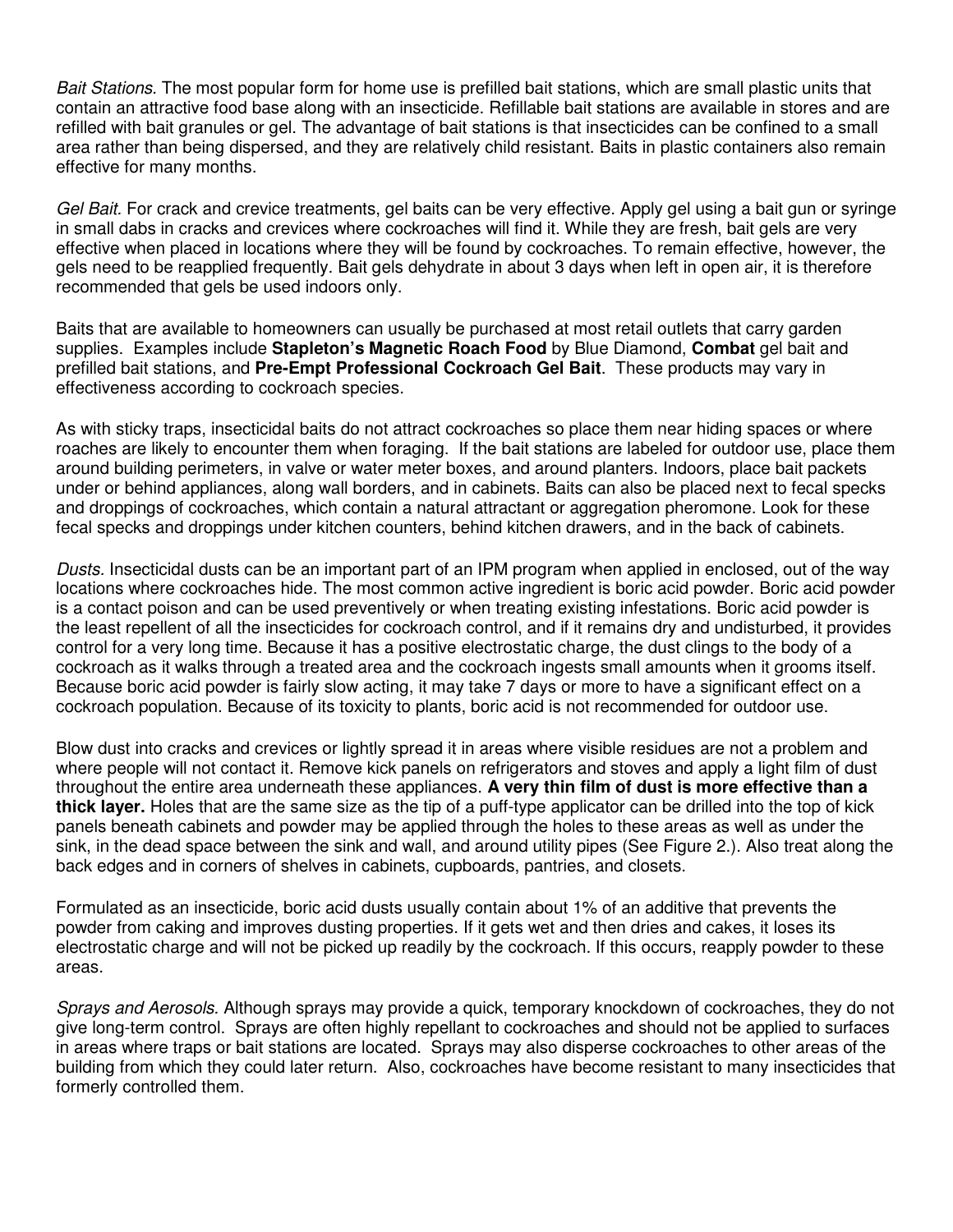*Bait Stations*. The most popular form for home use is prefilled bait stations, which are small plastic units that contain an attractive food base along with an insecticide. Refillable bait stations are available in stores and are refilled with bait granules or gel. The advantage of bait stations is that insecticides can be confined to a small area rather than being dispersed, and they are relatively child resistant. Baits in plastic containers also remain effective for many months.

*Gel Bait*. For crack and crevice treatments, gel baits can be very effective. Apply gel using a bait gun or syringe in small dabs in cracks and crevices where cockroaches will find it. While they are fresh, bait gels are very effective when placed in locations where they will be found by cockroaches. To remain effective, however, the gels need to be reapplied frequently. Bait gels dehydrate in about 3 days when left in open air, it is therefore recommended that gels be used indoors only.

Baits that are available to homeowners can usually be purchased at most retail outlets that carry garden supplies. Examples include **Stapleton's Magnetic Roach Food** by Blue Diamond, **Combat** gel bait and prefilled bait stations, and **Pre-Empt Professional Cockroach Gel Bait**. These products may vary in effectiveness according to cockroach species.

As with sticky traps, insecticidal baits do not attract cockroaches so place them near hiding spaces or where roaches are likely to encounter them when foraging. If the bait stations are labeled for outdoor use, place them around building perimeters, in valve or water meter boxes, and around planters. Indoors, place bait packets under or behind appliances, along wall borders, and in cabinets. Baits can also be placed next to fecal specks and droppings of cockroaches, which contain a natural attractant or aggregation pheromone. Look for these fecal specks and droppings under kitchen counters, behind kitchen drawers, and in the back of cabinets.

*Dusts.* Insecticidal dusts can be an important part of an IPM program when applied in enclosed, out of the way locations where cockroaches hide. The most common active ingredient is boric acid powder. Boric acid powder is a contact poison and can be used preventively or when treating existing infestations. Boric acid powder is the least repellent of all the insecticides for cockroach control, and if it remains dry and undisturbed, it provides control for a very long time. Because it has a positive electrostatic charge, the dust clings to the body of a cockroach as it walks through a treated area and the cockroach ingests small amounts when it grooms itself. Because boric acid powder is fairly slow acting, it may take 7 days or more to have a significant effect on a cockroach population. Because of its toxicity to plants, boric acid is not recommended for outdoor use.

Blow dust into cracks and crevices or lightly spread it in areas where visible residues are not a problem and where people will not contact it. Remove kick panels on refrigerators and stoves and apply a light film of dust throughout the entire area underneath these appliances. **A very thin film of dust is more effective than a thick layer.** Holes that are the same size as the tip of a puff-type applicator can be drilled into the top of kick panels beneath cabinets and powder may be applied through the holes to these areas as well as under the sink, in the dead space between the sink and wall, and around utility pipes (See Figure 2.). Also treat along the back edges and in corners of shelves in cabinets, cupboards, pantries, and closets.

Formulated as an insecticide, boric acid dusts usually contain about 1% of an additive that prevents the powder from caking and improves dusting properties. If it gets wet and then dries and cakes, it loses its electrostatic charge and will not be picked up readily by the cockroach. If this occurs, reapply powder to these areas.

*Sprays and Aerosols.* Although sprays may provide a quick, temporary knockdown of cockroaches, they do not give long-term control. Sprays are often highly repellant to cockroaches and should not be applied to surfaces in areas where traps or bait stations are located. Sprays may also disperse cockroaches to other areas of the building from which they could later return. Also, cockroaches have become resistant to many insecticides that formerly controlled them.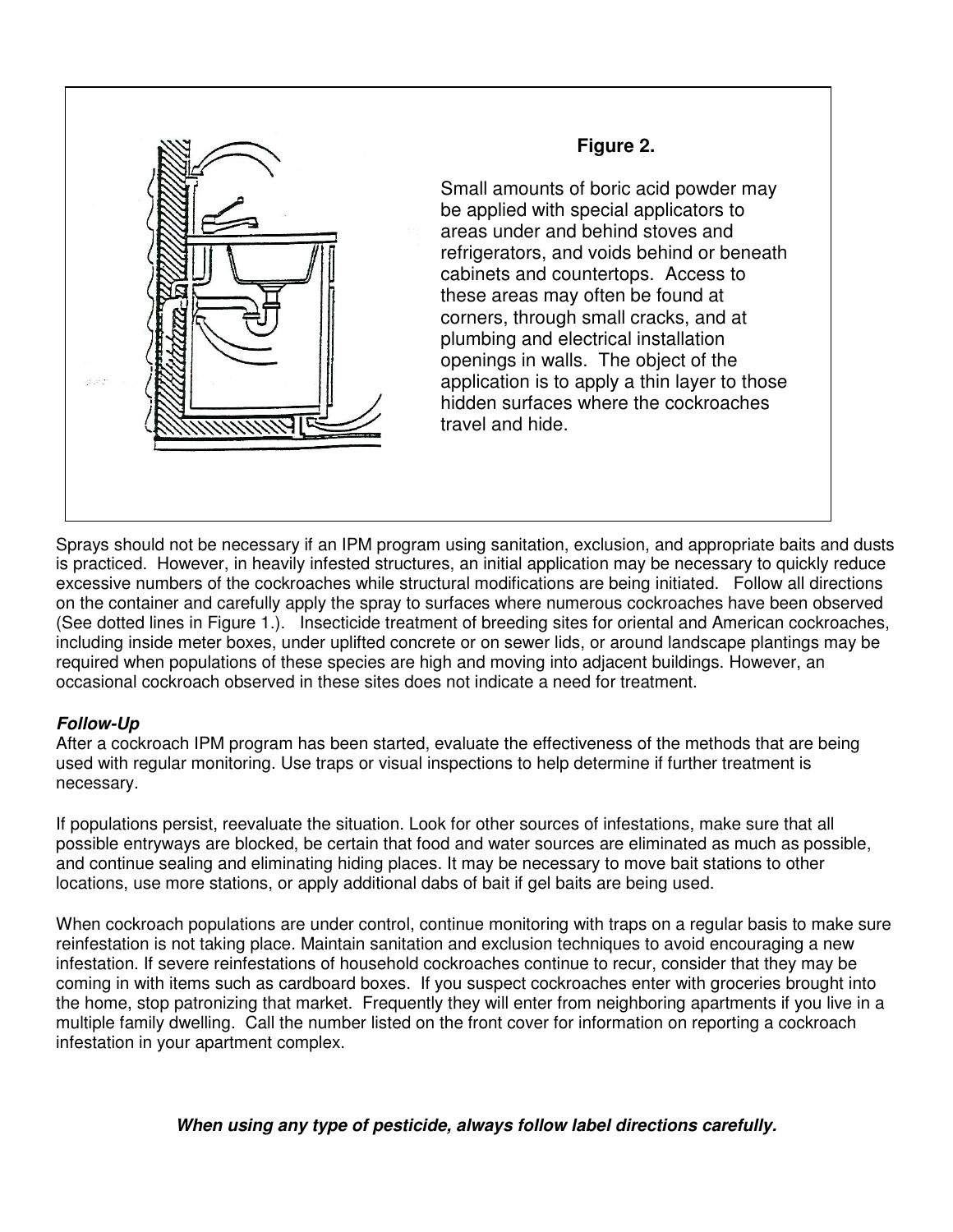**Figure 2.**

Small amounts of boric acid powder may be applied with special applicators to areas under and behind stoves and refrigerators, and voids behind or beneath cabinets and countertops. Access to these areas may often be found at corners, through small cracks, and at plumbing and electrical installation openings in walls. The object of the application is to apply a thin layer to those hidden surfaces where the cockroaches travel and hide.

Sprays should not be necessary if an IPM program using sanitation, exclusion, and appropriate baits and dusts is practiced. However, in heavily infested structures, an initial application may be necessary to quickly reduce excessive numbers of the cockroaches while structural modifications are being initiated. Follow all directions on the container and carefully apply the spray to surfaces where numerous cockroaches have been observed (See dotted lines in Figure 1.). Insecticide treatment of breeding sites for oriental and American cockroaches, including inside meter boxes, under uplifted concrete or on sewer lids, or around landscape plantings may be required when populations of these species are high and moving into adjacent buildings. However, an occasional cockroach observed in these sites does not indicate a need for treatment.

***Follow-Up***

After a cockroach IPM program has been started, evaluate the effectiveness of the methods that are being used with regular monitoring. Use traps or visual inspections to help determine if further treatment is necessary.

If populations persist, reevaluate the situation. Look for other sources of infestations, make sure that all possible entryways are blocked, be certain that food and water sources are eliminated as much as possible, and continue sealing and eliminating hiding places. It may be necessary to move bait stations to other locations, use more stations, or apply additional dabs of bait if gel baits are being used.

When cockroach populations are under control, continue monitoring with traps on a regular basis to make sure reinfestation is not taking place. Maintain sanitation and exclusion techniques to avoid encouraging a new infestation. If severe reinfestations of household cockroaches continue to recur, consider that they may be coming in with items such as cardboard boxes. If you suspect cockroaches enter with groceries brought into the home, stop patronizing that market. Frequently they will enter from neighboring apartments if you live in a multiple family dwelling. Call the number listed on the front cover for information on reporting a cockroach infestation in your apartment complex.

***When using any type of pesticide, always follow label directions carefully.***